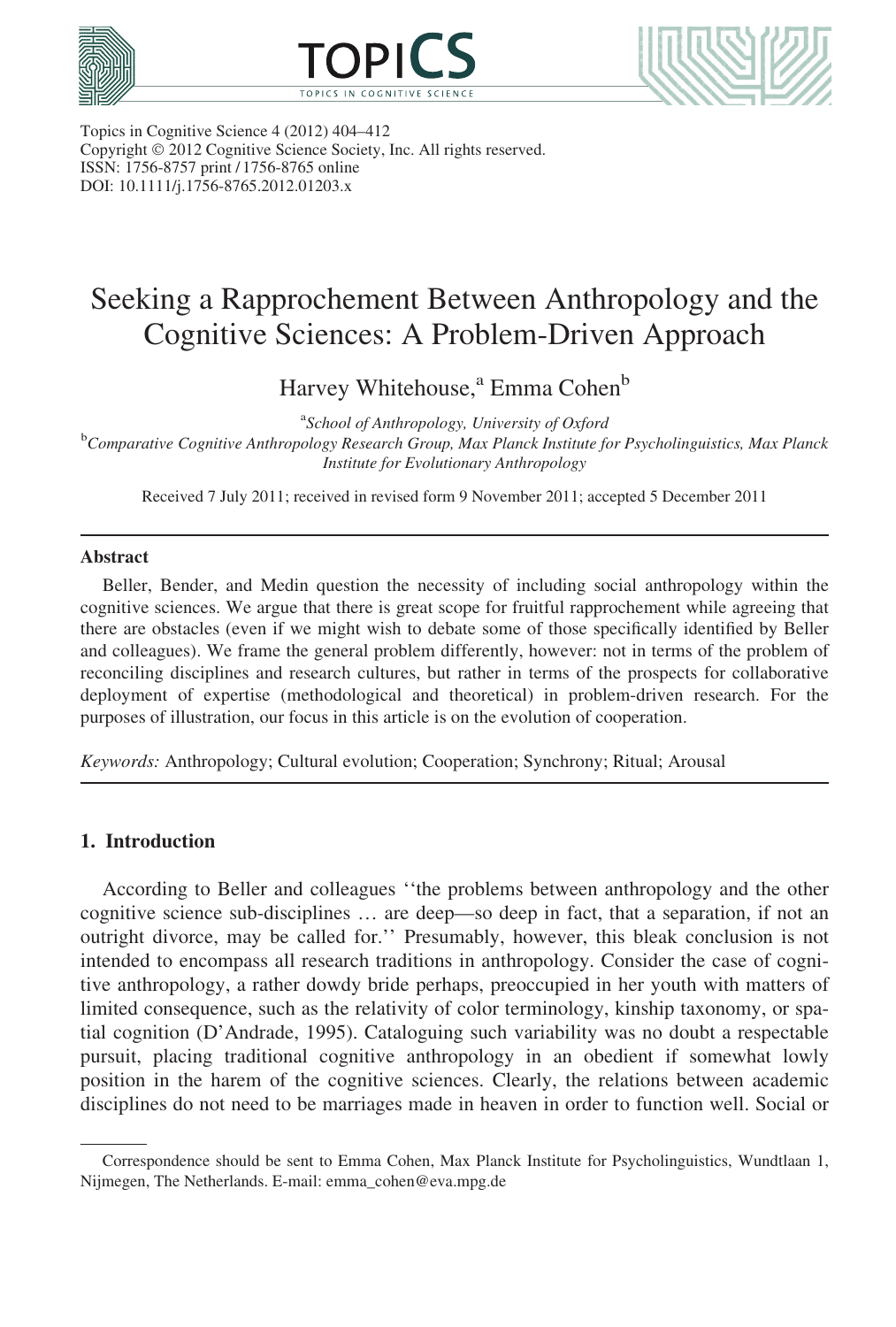Topics in Cognitive Science 4 (2012) 404–412
Copyright © 2012 Cognitive Science Society, Inc. All rights reserved.
ISSN: 1756-8757 print / 1756-8765 online
DOI: 10.1111/j.1756-8765.2012.01203.x

# Seeking a Rapprochement Between Anthropology and the Cognitive Sciences: A Problem-Driven Approach

Harvey Whitehouse,[a] Emma Cohen[b]

[a] *School of Anthropology, University of Oxford*
[b] *Comparative Cognitive Anthropology Research Group, Max Planck Institute for Psycholinguistics, Max Planck Institute for Evolutionary Anthropology*

Received 7 July 2011; received in revised form 9 November 2011; accepted 5 December 2011

## Abstract

Beller, Bender, and Medin question the necessity of including social anthropology within the cognitive sciences. We argue that there is great scope for fruitful rapprochement while agreeing that there are obstacles (even if we might wish to debate some of those specifically identified by Beller and colleagues). We frame the general problem differently, however: not in terms of the problem of reconciling disciplines and research cultures, but rather in terms of the prospects for collaborative deployment of expertise (methodological and theoretical) in problem-driven research. For the purposes of illustration, our focus in this article is on the evolution of cooperation.

*Keywords:* Anthropology; Cultural evolution; Cooperation; Synchrony; Ritual; Arousal

## 1. Introduction

According to Beller and colleagues ''the problems between anthropology and the other cognitive science sub-disciplines … are deep—so deep in fact, that a separation, if not an outright divorce, may be called for.'' Presumably, however, this bleak conclusion is not intended to encompass all research traditions in anthropology. Consider the case of cognitive anthropology, a rather dowdy bride perhaps, preoccupied in her youth with matters of limited consequence, such as the relativity of color terminology, kinship taxonomy, or spatial cognition (D'Andrade, 1995). Cataloguing such variability was no doubt a respectable pursuit, placing traditional cognitive anthropology in an obedient if somewhat lowly position in the harem of the cognitive sciences. Clearly, the relations between academic disciplines do not need to be marriages made in heaven in order to function well. Social or

Correspondence should be sent to Emma Cohen, Max Planck Institute for Psycholinguistics, Wundtlaan 1, Nijmegen, The Netherlands. E-mail: emma_cohen@eva.mpg.de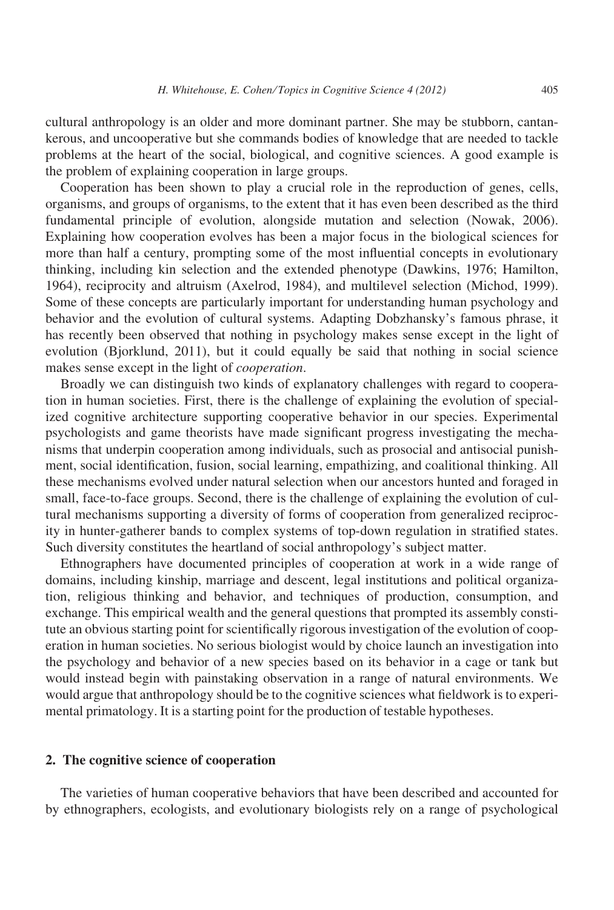cultural anthropology is an older and more dominant partner. She may be stubborn, cantankerous, and uncooperative but she commands bodies of knowledge that are needed to tackle problems at the heart of the social, biological, and cognitive sciences. A good example is the problem of explaining cooperation in large groups.

Cooperation has been shown to play a crucial role in the reproduction of genes, cells, organisms, and groups of organisms, to the extent that it has even been described as the third fundamental principle of evolution, alongside mutation and selection (Nowak, 2006). Explaining how cooperation evolves has been a major focus in the biological sciences for more than half a century, prompting some of the most influential concepts in evolutionary thinking, including kin selection and the extended phenotype (Dawkins, 1976; Hamilton, 1964), reciprocity and altruism (Axelrod, 1984), and multilevel selection (Michod, 1999). Some of these concepts are particularly important for understanding human psychology and behavior and the evolution of cultural systems. Adapting Dobzhansky's famous phrase, it has recently been observed that nothing in psychology makes sense except in the light of evolution (Bjorklund, 2011), but it could equally be said that nothing in social science makes sense except in the light of *cooperation*.

Broadly we can distinguish two kinds of explanatory challenges with regard to cooperation in human societies. First, there is the challenge of explaining the evolution of specialized cognitive architecture supporting cooperative behavior in our species. Experimental psychologists and game theorists have made significant progress investigating the mechanisms that underpin cooperation among individuals, such as prosocial and antisocial punishment, social identification, fusion, social learning, empathizing, and coalitional thinking. All these mechanisms evolved under natural selection when our ancestors hunted and foraged in small, face-to-face groups. Second, there is the challenge of explaining the evolution of cultural mechanisms supporting a diversity of forms of cooperation from generalized reciprocity in hunter-gatherer bands to complex systems of top-down regulation in stratified states. Such diversity constitutes the heartland of social anthropology's subject matter.

Ethnographers have documented principles of cooperation at work in a wide range of domains, including kinship, marriage and descent, legal institutions and political organization, religious thinking and behavior, and techniques of production, consumption, and exchange. This empirical wealth and the general questions that prompted its assembly constitute an obvious starting point for scientifically rigorous investigation of the evolution of cooperation in human societies. No serious biologist would by choice launch an investigation into the psychology and behavior of a new species based on its behavior in a cage or tank but would instead begin with painstaking observation in a range of natural environments. We would argue that anthropology should be to the cognitive sciences what fieldwork is to experimental primatology. It is a starting point for the production of testable hypotheses.

## 2. The cognitive science of cooperation

The varieties of human cooperative behaviors that have been described and accounted for by ethnographers, ecologists, and evolutionary biologists rely on a range of psychological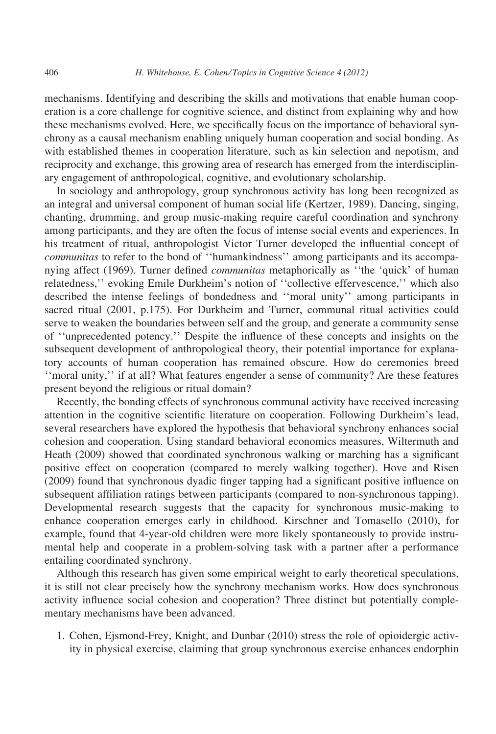mechanisms. Identifying and describing the skills and motivations that enable human cooperation is a core challenge for cognitive science, and distinct from explaining why and how these mechanisms evolved. Here, we specifically focus on the importance of behavioral synchrony as a causal mechanism enabling uniquely human cooperation and social bonding. As with established themes in cooperation literature, such as kin selection and nepotism, and reciprocity and exchange, this growing area of research has emerged from the interdisciplinary engagement of anthropological, cognitive, and evolutionary scholarship.

In sociology and anthropology, group synchronous activity has long been recognized as an integral and universal component of human social life (Kertzer, 1989). Dancing, singing, chanting, drumming, and group music-making require careful coordination and synchrony among participants, and they are often the focus of intense social events and experiences. In his treatment of ritual, anthropologist Victor Turner developed the influential concept of *communitas* to refer to the bond of ''humankindness'' among participants and its accompanying affect (1969). Turner defined *communitas* metaphorically as ''the 'quick' of human relatedness,'' evoking Emile Durkheim's notion of ''collective effervescence,'' which also described the intense feelings of bondedness and ''moral unity'' among participants in sacred ritual (2001, p.175). For Durkheim and Turner, communal ritual activities could serve to weaken the boundaries between self and the group, and generate a community sense of ''unprecedented potency.'' Despite the influence of these concepts and insights on the subsequent development of anthropological theory, their potential importance for explanatory accounts of human cooperation has remained obscure. How do ceremonies breed ''moral unity,'' if at all? What features engender a sense of community? Are these features present beyond the religious or ritual domain?

Recently, the bonding effects of synchronous communal activity have received increasing attention in the cognitive scientific literature on cooperation. Following Durkheim's lead, several researchers have explored the hypothesis that behavioral synchrony enhances social cohesion and cooperation. Using standard behavioral economics measures, Wiltermuth and Heath (2009) showed that coordinated synchronous walking or marching has a significant positive effect on cooperation (compared to merely walking together). Hove and Risen (2009) found that synchronous dyadic finger tapping had a significant positive influence on subsequent affiliation ratings between participants (compared to non-synchronous tapping). Developmental research suggests that the capacity for synchronous music-making to enhance cooperation emerges early in childhood. Kirschner and Tomasello (2010), for example, found that 4-year-old children were more likely spontaneously to provide instrumental help and cooperate in a problem-solving task with a partner after a performance entailing coordinated synchrony.

Although this research has given some empirical weight to early theoretical speculations, it is still not clear precisely how the synchrony mechanism works. How does synchronous activity influence social cohesion and cooperation? Three distinct but potentially complementary mechanisms have been advanced.

1. Cohen, Ejsmond-Frey, Knight, and Dunbar (2010) stress the role of opioidergic activity in physical exercise, claiming that group synchronous exercise enhances endorphin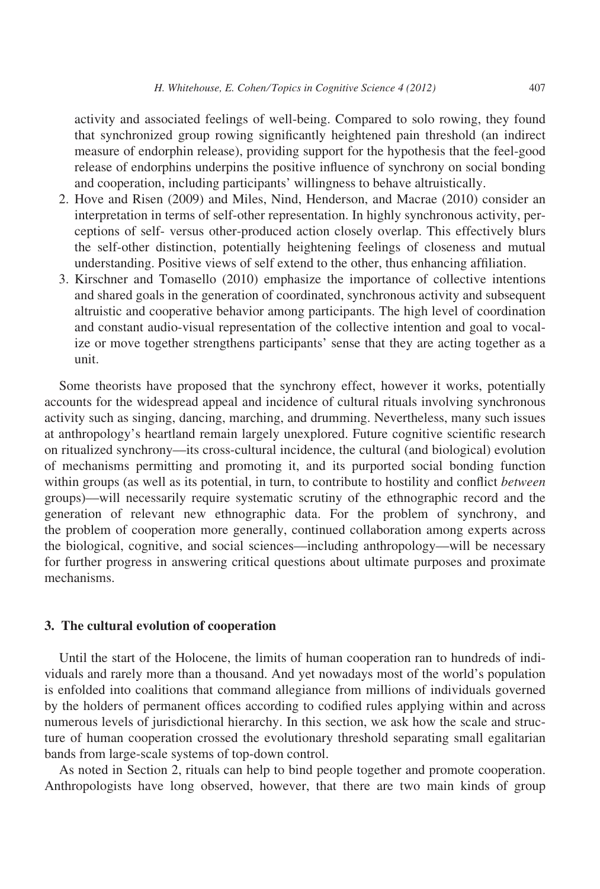activity and associated feelings of well-being. Compared to solo rowing, they found that synchronized group rowing significantly heightened pain threshold (an indirect measure of endorphin release), providing support for the hypothesis that the feel-good release of endorphins underpins the positive influence of synchrony on social bonding and cooperation, including participants' willingness to behave altruistically.

2. Hove and Risen (2009) and Miles, Nind, Henderson, and Macrae (2010) consider an interpretation in terms of self-other representation. In highly synchronous activity, perceptions of self- versus other-produced action closely overlap. This effectively blurs the self-other distinction, potentially heightening feelings of closeness and mutual understanding. Positive views of self extend to the other, thus enhancing affiliation.
3. Kirschner and Tomasello (2010) emphasize the importance of collective intentions and shared goals in the generation of coordinated, synchronous activity and subsequent altruistic and cooperative behavior among participants. The high level of coordination and constant audio-visual representation of the collective intention and goal to vocalize or move together strengthens participants' sense that they are acting together as a unit.

Some theorists have proposed that the synchrony effect, however it works, potentially accounts for the widespread appeal and incidence of cultural rituals involving synchronous activity such as singing, dancing, marching, and drumming. Nevertheless, many such issues at anthropology's heartland remain largely unexplored. Future cognitive scientific research on ritualized synchrony—its cross-cultural incidence, the cultural (and biological) evolution of mechanisms permitting and promoting it, and its purported social bonding function within groups (as well as its potential, in turn, to contribute to hostility and conflict *between* groups)—will necessarily require systematic scrutiny of the ethnographic record and the generation of relevant new ethnographic data. For the problem of synchrony, and the problem of cooperation more generally, continued collaboration among experts across the biological, cognitive, and social sciences—including anthropology—will be necessary for further progress in answering critical questions about ultimate purposes and proximate mechanisms.

### 3. The cultural evolution of cooperation

Until the start of the Holocene, the limits of human cooperation ran to hundreds of individuals and rarely more than a thousand. And yet nowadays most of the world's population is enfolded into coalitions that command allegiance from millions of individuals governed by the holders of permanent offices according to codified rules applying within and across numerous levels of jurisdictional hierarchy. In this section, we ask how the scale and structure of human cooperation crossed the evolutionary threshold separating small egalitarian bands from large-scale systems of top-down control.

As noted in Section 2, rituals can help to bind people together and promote cooperation. Anthropologists have long observed, however, that there are two main kinds of group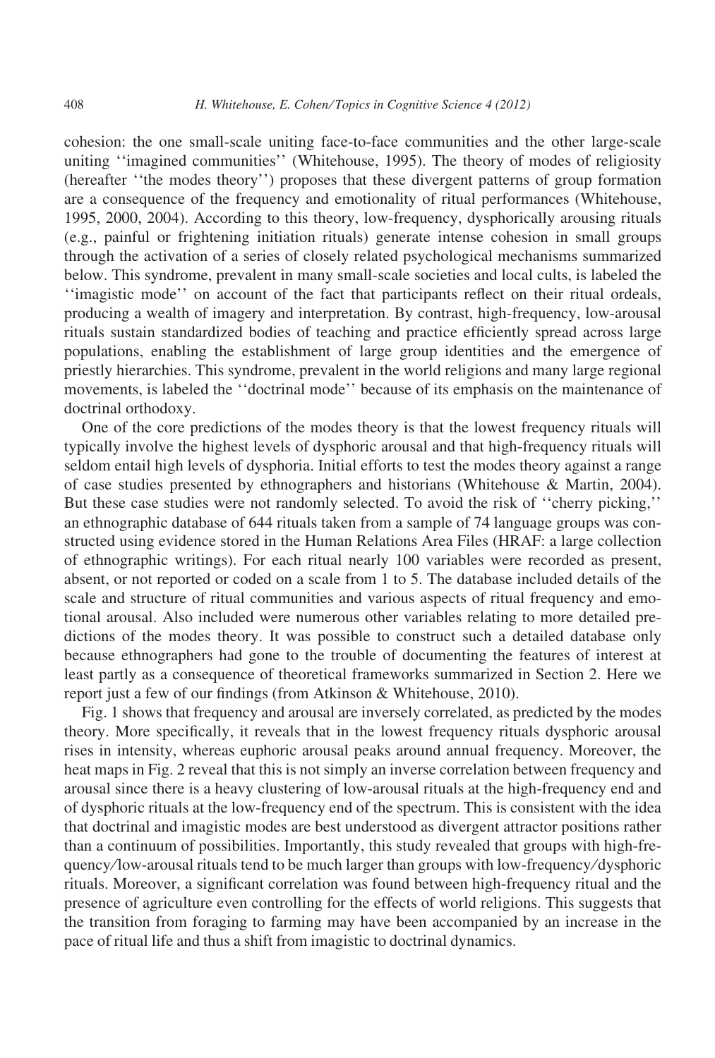cohesion: the one small-scale uniting face-to-face communities and the other large-scale uniting ''imagined communities'' (Whitehouse, 1995). The theory of modes of religiosity (hereafter ''the modes theory'') proposes that these divergent patterns of group formation are a consequence of the frequency and emotionality of ritual performances (Whitehouse, 1995, 2000, 2004). According to this theory, low-frequency, dysphorically arousing rituals (e.g., painful or frightening initiation rituals) generate intense cohesion in small groups through the activation of a series of closely related psychological mechanisms summarized below. This syndrome, prevalent in many small-scale societies and local cults, is labeled the ''imagistic mode'' on account of the fact that participants reflect on their ritual ordeals, producing a wealth of imagery and interpretation. By contrast, high-frequency, low-arousal rituals sustain standardized bodies of teaching and practice efficiently spread across large populations, enabling the establishment of large group identities and the emergence of priestly hierarchies. This syndrome, prevalent in the world religions and many large regional movements, is labeled the ''doctrinal mode'' because of its emphasis on the maintenance of doctrinal orthodoxy.

One of the core predictions of the modes theory is that the lowest frequency rituals will typically involve the highest levels of dysphoric arousal and that high-frequency rituals will seldom entail high levels of dysphoria. Initial efforts to test the modes theory against a range of case studies presented by ethnographers and historians (Whitehouse & Martin, 2004). But these case studies were not randomly selected. To avoid the risk of ''cherry picking,'' an ethnographic database of 644 rituals taken from a sample of 74 language groups was constructed using evidence stored in the Human Relations Area Files (HRAF: a large collection of ethnographic writings). For each ritual nearly 100 variables were recorded as present, absent, or not reported or coded on a scale from 1 to 5. The database included details of the scale and structure of ritual communities and various aspects of ritual frequency and emotional arousal. Also included were numerous other variables relating to more detailed predictions of the modes theory. It was possible to construct such a detailed database only because ethnographers had gone to the trouble of documenting the features of interest at least partly as a consequence of theoretical frameworks summarized in Section 2. Here we report just a few of our findings (from Atkinson & Whitehouse, 2010).

Fig. 1 shows that frequency and arousal are inversely correlated, as predicted by the modes theory. More specifically, it reveals that in the lowest frequency rituals dysphoric arousal rises in intensity, whereas euphoric arousal peaks around annual frequency. Moreover, the heat maps in Fig. 2 reveal that this is not simply an inverse correlation between frequency and arousal since there is a heavy clustering of low-arousal rituals at the high-frequency end and of dysphoric rituals at the low-frequency end of the spectrum. This is consistent with the idea that doctrinal and imagistic modes are best understood as divergent attractor positions rather than a continuum of possibilities. Importantly, this study revealed that groups with high-frequency/low-arousal rituals tend to be much larger than groups with low-frequency/dysphoric rituals. Moreover, a significant correlation was found between high-frequency ritual and the presence of agriculture even controlling for the effects of world religions. This suggests that the transition from foraging to farming may have been accompanied by an increase in the pace of ritual life and thus a shift from imagistic to doctrinal dynamics.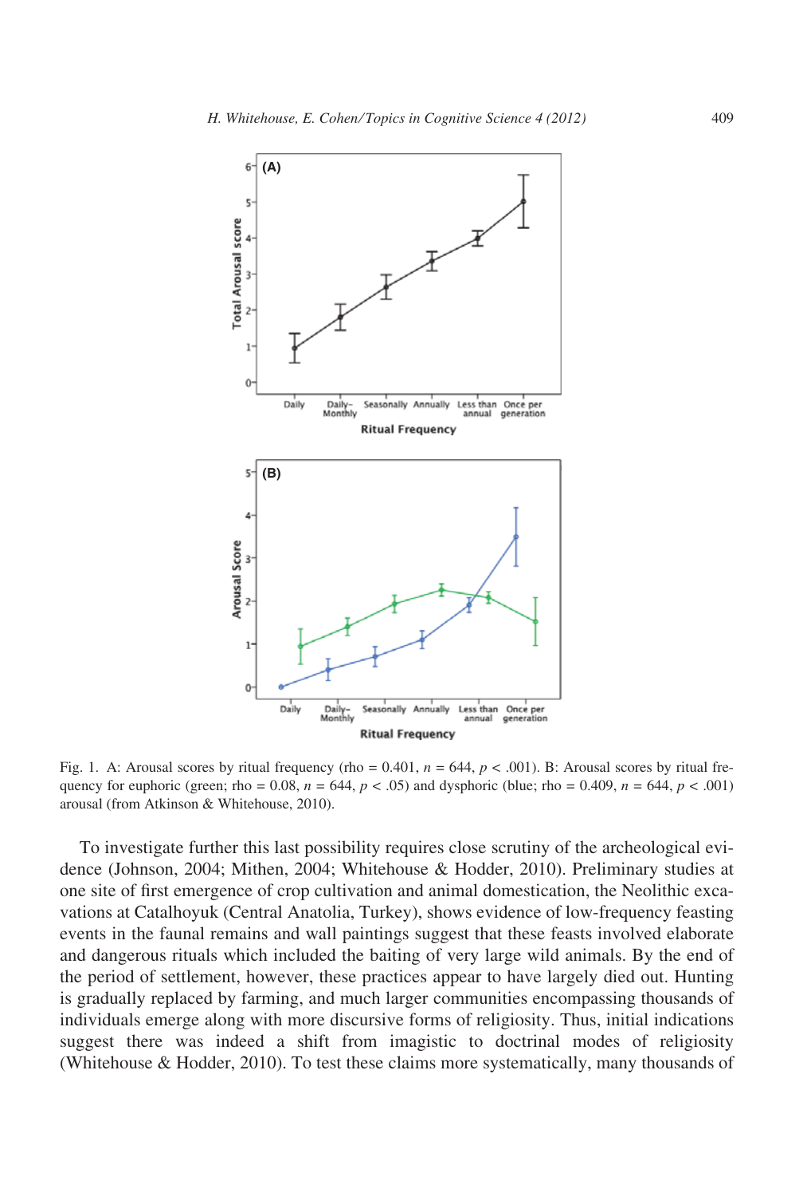Fig. 1. A: Arousal scores by ritual frequency (rho = 0.401, $n = 644$, $p < .001$). B: Arousal scores by ritual frequency for euphoric (green; rho = 0.08, $n = 644$, $p < .05$) and dysphoric (blue; rho = 0.409, $n = 644$, $p < .001$) arousal (from Atkinson & Whitehouse, 2010).

To investigate further this last possibility requires close scrutiny of the archeological evidence (Johnson, 2004; Mithen, 2004; Whitehouse & Hodder, 2010). Preliminary studies at one site of first emergence of crop cultivation and animal domestication, the Neolithic excavations at Catalhoyuk (Central Anatolia, Turkey), shows evidence of low-frequency feasting events in the faunal remains and wall paintings suggest that these feasts involved elaborate and dangerous rituals which included the baiting of very large wild animals. By the end of the period of settlement, however, these practices appear to have largely died out. Hunting is gradually replaced by farming, and much larger communities encompassing thousands of individuals emerge along with more discursive forms of religiosity. Thus, initial indications suggest there was indeed a shift from imagistic to doctrinal modes of religiosity (Whitehouse & Hodder, 2010). To test these claims more systematically, many thousands of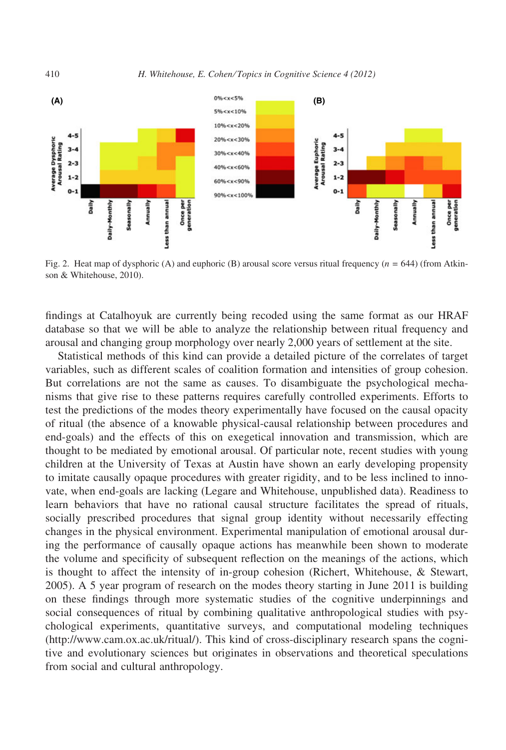Fig. 2. Heat map of dysphoric (A) and euphoric (B) arousal score versus ritual frequency ($n$ = 644) (from Atkinson & Whitehouse, 2010).

findings at Catalhoyuk are currently being recoded using the same format as our HRAF database so that we will be able to analyze the relationship between ritual frequency and arousal and changing group morphology over nearly 2,000 years of settlement at the site.

Statistical methods of this kind can provide a detailed picture of the correlates of target variables, such as different scales of coalition formation and intensities of group cohesion. But correlations are not the same as causes. To disambiguate the psychological mechanisms that give rise to these patterns requires carefully controlled experiments. Efforts to test the predictions of the modes theory experimentally have focused on the causal opacity of ritual (the absence of a knowable physical-causal relationship between procedures and end-goals) and the effects of this on exegetical innovation and transmission, which are thought to be mediated by emotional arousal. Of particular note, recent studies with young children at the University of Texas at Austin have shown an early developing propensity to imitate causally opaque procedures with greater rigidity, and to be less inclined to innovate, when end-goals are lacking (Legare and Whitehouse, unpublished data). Readiness to learn behaviors that have no rational causal structure facilitates the spread of rituals, socially prescribed procedures that signal group identity without necessarily effecting changes in the physical environment. Experimental manipulation of emotional arousal during the performance of causally opaque actions has meanwhile been shown to moderate the volume and specificity of subsequent reflection on the meanings of the actions, which is thought to affect the intensity of in-group cohesion (Richert, Whitehouse, & Stewart, 2005). A 5 year program of research on the modes theory starting in June 2011 is building on these findings through more systematic studies of the cognitive underpinnings and social consequences of ritual by combining qualitative anthropological studies with psychological experiments, quantitative surveys, and computational modeling techniques (http://www.cam.ox.ac.uk/ritual/). This kind of cross-disciplinary research spans the cognitive and evolutionary sciences but originates in observations and theoretical speculations from social and cultural anthropology.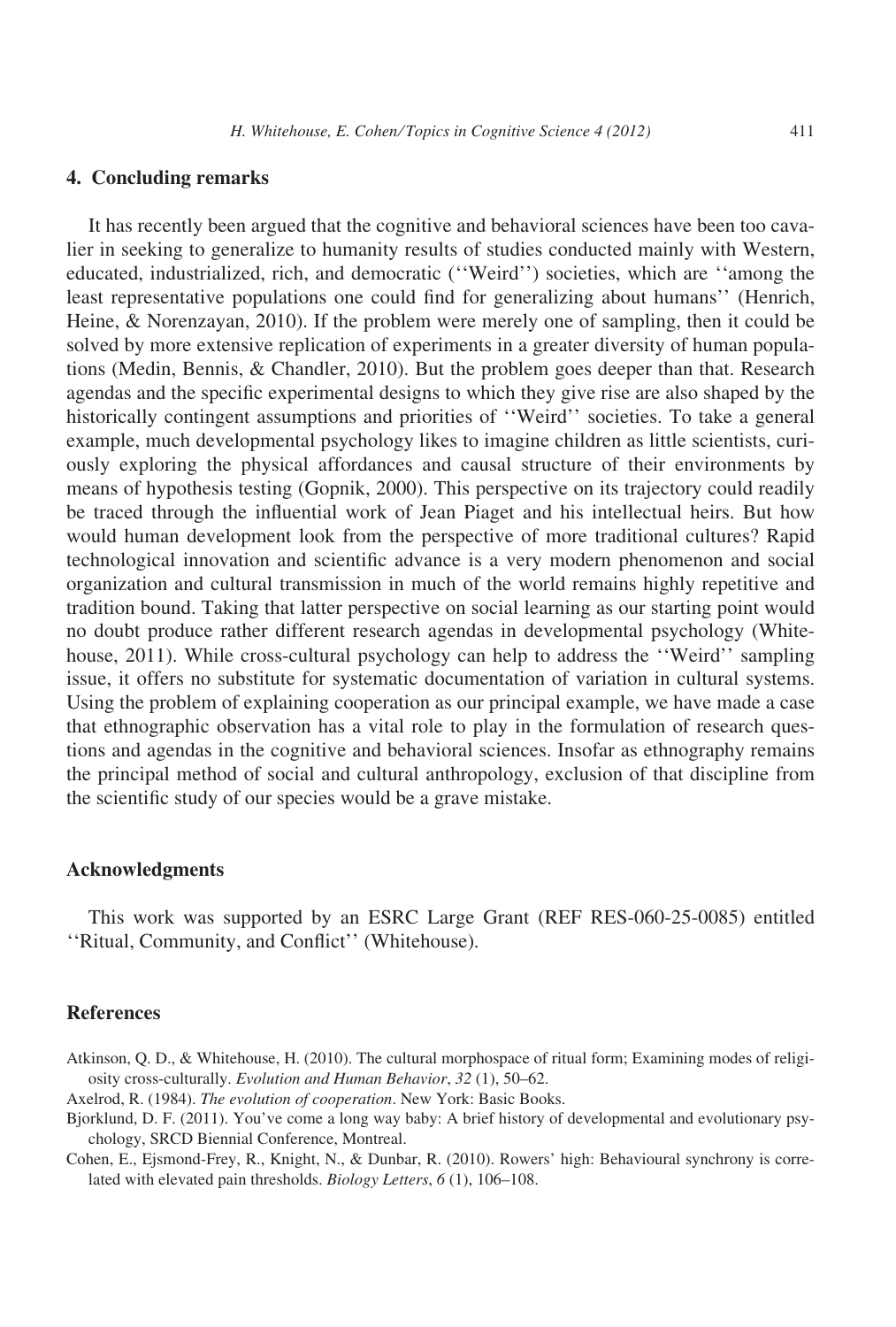## 4. Concluding remarks

It has recently been argued that the cognitive and behavioral sciences have been too cavalier in seeking to generalize to humanity results of studies conducted mainly with Western, educated, industrialized, rich, and democratic (''Weird'') societies, which are ''among the least representative populations one could find for generalizing about humans'' (Henrich, Heine, & Norenzayan, 2010). If the problem were merely one of sampling, then it could be solved by more extensive replication of experiments in a greater diversity of human populations (Medin, Bennis, & Chandler, 2010). But the problem goes deeper than that. Research agendas and the specific experimental designs to which they give rise are also shaped by the historically contingent assumptions and priorities of ''Weird'' societies. To take a general example, much developmental psychology likes to imagine children as little scientists, curiously exploring the physical affordances and causal structure of their environments by means of hypothesis testing (Gopnik, 2000). This perspective on its trajectory could readily be traced through the influential work of Jean Piaget and his intellectual heirs. But how would human development look from the perspective of more traditional cultures? Rapid technological innovation and scientific advance is a very modern phenomenon and social organization and cultural transmission in much of the world remains highly repetitive and tradition bound. Taking that latter perspective on social learning as our starting point would no doubt produce rather different research agendas in developmental psychology (Whitehouse, 2011). While cross-cultural psychology can help to address the ''Weird'' sampling issue, it offers no substitute for systematic documentation of variation in cultural systems. Using the problem of explaining cooperation as our principal example, we have made a case that ethnographic observation has a vital role to play in the formulation of research questions and agendas in the cognitive and behavioral sciences. Insofar as ethnography remains the principal method of social and cultural anthropology, exclusion of that discipline from the scientific study of our species would be a grave mistake.

## Acknowledgments

This work was supported by an ESRC Large Grant (REF RES-060-25-0085) entitled ''Ritual, Community, and Conflict'' (Whitehouse).

## References

Atkinson, Q. D., & Whitehouse, H. (2010). The cultural morphospace of ritual form; Examining modes of religiosity cross-culturally. *Evolution and Human Behavior*, *32* (1), 50–62.

Axelrod, R. (1984). *The evolution of cooperation*. New York: Basic Books.

Bjorklund, D. F. (2011). You've come a long way baby: A brief history of developmental and evolutionary psychology, SRCD Biennial Conference, Montreal.

Cohen, E., Ejsmond-Frey, R., Knight, N., & Dunbar, R. (2010). Rowers' high: Behavioural synchrony is correlated with elevated pain thresholds. *Biology Letters*, *6* (1), 106–108.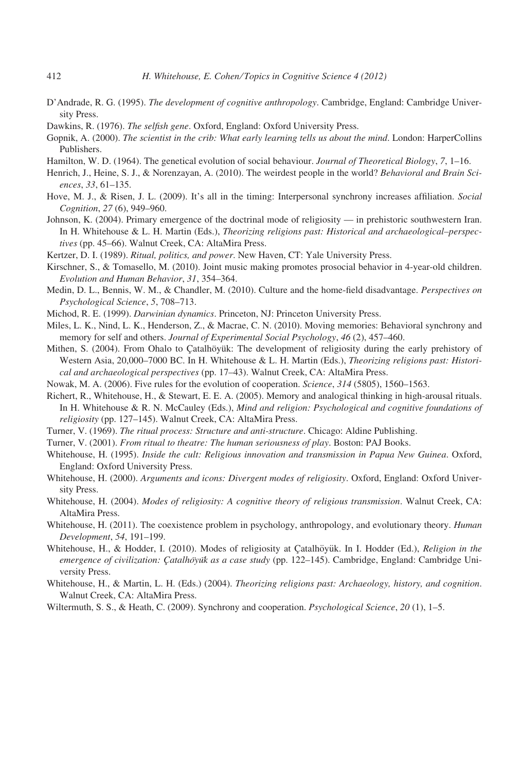D'Andrade, R. G. (1995). *The development of cognitive anthropology*. Cambridge, England: Cambridge University Press.

Dawkins, R. (1976). *The selfish gene*. Oxford, England: Oxford University Press.

Gopnik, A. (2000). *The scientist in the crib: What early learning tells us about the mind*. London: HarperCollins Publishers.

Hamilton, W. D. (1964). The genetical evolution of social behaviour. *Journal of Theoretical Biology*, *7*, 1–16.

Henrich, J., Heine, S. J., & Norenzayan, A. (2010). The weirdest people in the world? *Behavioral and Brain Sciences*, *33*, 61–135.

Hove, M. J., & Risen, J. L. (2009). It's all in the timing: Interpersonal synchrony increases affiliation. *Social Cognition*, *27* (6), 949–960.

Johnson, K. (2004). Primary emergence of the doctrinal mode of religiosity — in prehistoric southwestern Iran. In H. Whitehouse & L. H. Martin (Eds.), *Theorizing religions past: Historical and archaeological–perspectives* (pp. 45–66). Walnut Creek, CA: AltaMira Press.

Kertzer, D. I. (1989). *Ritual, politics, and power*. New Haven, CT: Yale University Press.

Kirschner, S., & Tomasello, M. (2010). Joint music making promotes prosocial behavior in 4-year-old children. *Evolution and Human Behavior*, *31*, 354–364.

Medin, D. L., Bennis, W. M., & Chandler, M. (2010). Culture and the home-field disadvantage. *Perspectives on Psychological Science*, *5*, 708–713.

Michod, R. E. (1999). *Darwinian dynamics*. Princeton, NJ: Princeton University Press.

Miles, L. K., Nind, L. K., Henderson, Z., & Macrae, C. N. (2010). Moving memories: Behavioral synchrony and memory for self and others. *Journal of Experimental Social Psychology*, *46* (2), 457–460.

Mithen, S. (2004). From Ohalo to Çatalhöyük: The development of religiosity during the early prehistory of Western Asia, 20,000–7000 BC. In H. Whitehouse & L. H. Martin (Eds.), *Theorizing religions past: Historical and archaeological perspectives* (pp. 17–43). Walnut Creek, CA: AltaMira Press.

Nowak, M. A. (2006). Five rules for the evolution of cooperation. *Science*, *314* (5805), 1560–1563.

Richert, R., Whitehouse, H., & Stewart, E. E. A. (2005). Memory and analogical thinking in high-arousal rituals. In H. Whitehouse & R. N. McCauley (Eds.), *Mind and religion: Psychological and cognitive foundations of religiosity* (pp. 127–145). Walnut Creek, CA: AltaMira Press.

Turner, V. (1969). *The ritual process: Structure and anti-structure*. Chicago: Aldine Publishing.

Turner, V. (2001). *From ritual to theatre: The human seriousness of play*. Boston: PAJ Books.

Whitehouse, H. (1995). *Inside the cult: Religious innovation and transmission in Papua New Guinea*. Oxford, England: Oxford University Press.

Whitehouse, H. (2000). *Arguments and icons: Divergent modes of religiosity*. Oxford, England: Oxford University Press.

Whitehouse, H. (2004). *Modes of religiosity: A cognitive theory of religious transmission*. Walnut Creek, CA: AltaMira Press.

Whitehouse, H. (2011). The coexistence problem in psychology, anthropology, and evolutionary theory. *Human Development*, *54*, 191–199.

Whitehouse, H., & Hodder, I. (2010). Modes of religiosity at Çatalhöyük. In I. Hodder (Ed.), *Religion in the emergence of civilization: Çatalhöyük as a case study* (pp. 122–145). Cambridge, England: Cambridge University Press.

Whitehouse, H., & Martin, L. H. (Eds.) (2004). *Theorizing religions past: Archaeology, history, and cognition*. Walnut Creek, CA: AltaMira Press.

Wiltermuth, S. S., & Heath, C. (2009). Synchrony and cooperation. *Psychological Science*, *20* (1), 1–5.